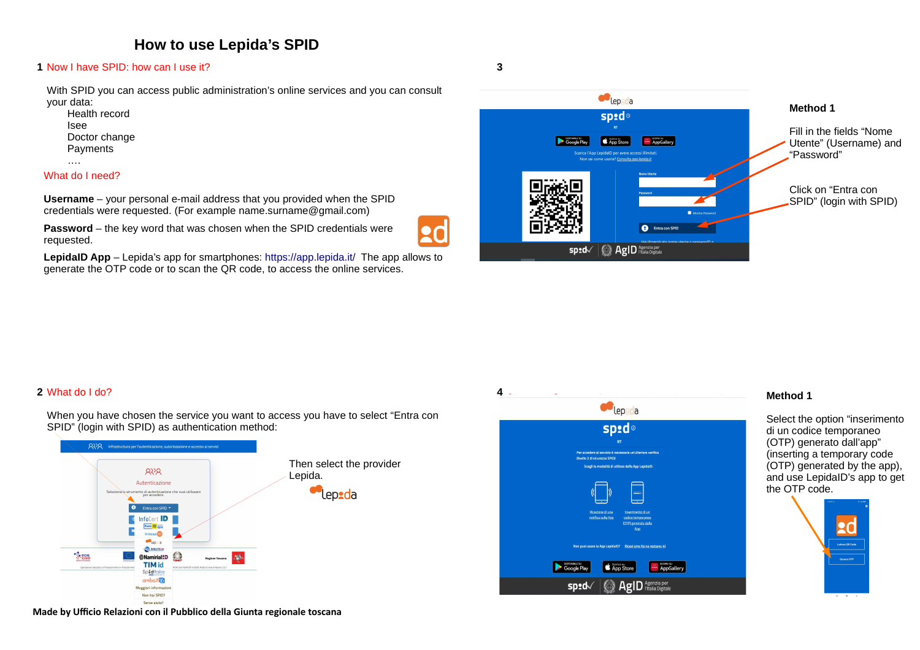# How to use Lepida's SPID

## 1 Now I have SPID: how can I use it?

With SPID you can access public administration's online services and you can consult your data:

- Health record
- Isee
- Doctor change
- Payments
- ….

**What do I need?**

**Username** – your personal e-mail address that you provided when the SPID credentials were requested. (For example name.surname@gmail.com)

**Password** – the key word that was chosen when the SPID credentials were requested.

**LepidaID App** – Lepida's app for smartphones: https://app.lepida.it/ The app allows to generate the OTP code or to scan the QR code, to access the online services.

## 2 What do I do?

When you have chosen the service you want to access you have to select "Entra con SPID" (login with SPID) as authentication method:

Then select the provider Lepida.

## 3

**Method 1**

Fill in the fields "Nome Utente" (Username) and "Password"

Click on "Entra con SPID" (login with SPID)

## 4

**Method 1**

Select the option "inserimento di un codice temporaneo (OTP) generato dall'app" (inserting a temporary code (OTP) generated by the app), and use LepidaID's app to get the OTP code.

Made by Ufficio Relazioni con il Pubblico della Giunta regionale toscana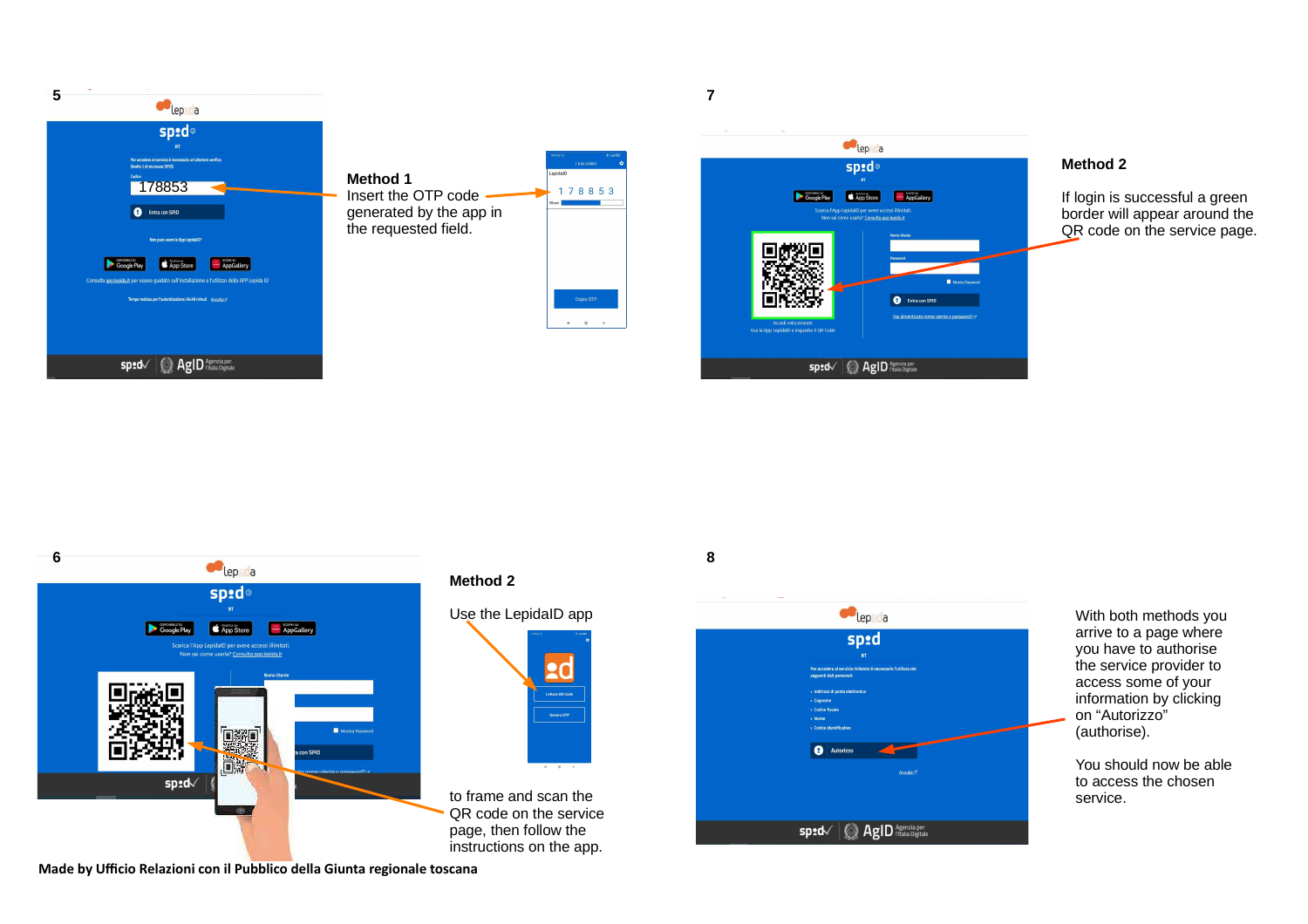**5**

**Method 1**
Insert the OTP code generated by the app in the requested field.

**7**

**Method 2**

If login is successful a green border will appear around the QR code on the service page.

**6**

**Method 2**

Use the LepidaID app

to frame and scan the QR code on the service page, then follow the instructions on the app.

**8**

With both methods you arrive to a page where you have to authorise the service provider to access some of your information by clicking on “Autorizzo” (authorise).

You should now be able to access the chosen service.

**Made by Ufficio Relazioni con il Pubblico della Giunta regionale toscana**